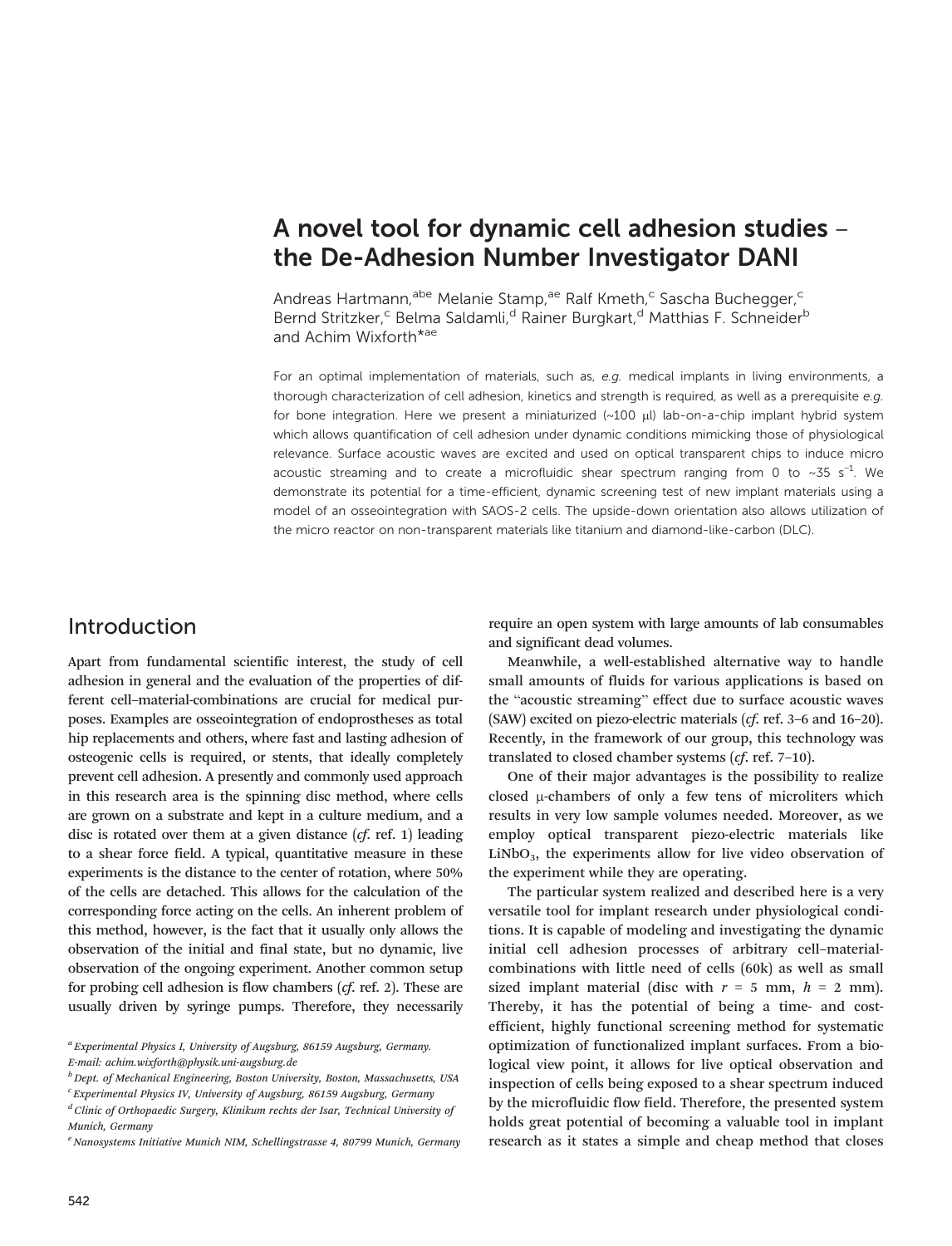# A novel tool for dynamic cell adhesion studies – the De-Adhesion Number Investigator DANI

Andreas Hartmann,[abe] Melanie Stamp,[ae] Ralf Kmeth,[c] Sascha Buchegger,[c] Bernd Stritzker,[c] Belma Saldamli,[d] Rainer Burgkart,[d] Matthias F. Schneider[b] and Achim Wixforth*[ae]

For an optimal implementation of materials, such as, *e.g.* medical implants in living environments, a thorough characterization of cell adhesion, kinetics and strength is required, as well as a prerequisite *e.g.* for bone integration. Here we present a miniaturized (~100 μl) lab-on-a-chip implant hybrid system which allows quantification of cell adhesion under dynamic conditions mimicking those of physiological relevance. Surface acoustic waves are excited and used on optical transparent chips to induce micro acoustic streaming and to create a microfluidic shear spectrum ranging from 0 to ~35 $s^{-1}$. We demonstrate its potential for a time-efficient, dynamic screening test of new implant materials using a model of an osseointegration with SAOS-2 cells. The upside-down orientation also allows utilization of the micro reactor on non-transparent materials like titanium and diamond-like-carbon (DLC).

## Introduction

Apart from fundamental scientific interest, the study of cell adhesion in general and the evaluation of the properties of different cell–material-combinations are crucial for medical purposes. Examples are osseointegration of endoprostheses as total hip replacements and others, where fast and lasting adhesion of osteogenic cells is required, or stents, that ideally completely prevent cell adhesion. A presently and commonly used approach in this research area is the spinning disc method, where cells are grown on a substrate and kept in a culture medium, and a disc is rotated over them at a given distance (*cf.* ref. 1) leading to a shear force field. A typical, quantitative measure in these experiments is the distance to the center of rotation, where 50% of the cells are detached. This allows for the calculation of the corresponding force acting on the cells. An inherent problem of this method, however, is the fact that it usually only allows the observation of the initial and final state, but no dynamic, live observation of the ongoing experiment. Another common setup for probing cell adhesion is flow chambers (*cf.* ref. 2). These are usually driven by syringe pumps. Therefore, they necessarily require an open system with large amounts of lab consumables and significant dead volumes.

Meanwhile, a well-established alternative way to handle small amounts of fluids for various applications is based on the "acoustic streaming" effect due to surface acoustic waves (SAW) excited on piezo-electric materials (*cf.* ref. 3–6 and 16–20). Recently, in the framework of our group, this technology was translated to closed chamber systems (*cf.* ref. 7–10).

One of their major advantages is the possibility to realize closed μ-chambers of only a few tens of microliters which results in very low sample volumes needed. Moreover, as we employ optical transparent piezo-electric materials like $LiNbO_3$, the experiments allow for live video observation of the experiment while they are operating.

The particular system realized and described here is a very versatile tool for implant research under physiological conditions. It is capable of modeling and investigating the dynamic initial cell adhesion processes of arbitrary cell–material-combinations with little need of cells (60k) as well as small sized implant material (disc with $r$ = 5 mm, $h$ = 2 mm). Thereby, it has the potential of being a time- and cost-efficient, highly functional screening method for systematic optimization of functionalized implant surfaces. From a biological view point, it allows for live optical observation and inspection of cells being exposed to a shear spectrum induced by the microfluidic flow field. Therefore, the presented system holds great potential of becoming a valuable tool in implant research as it states a simple and cheap method that closes

[a] Experimental Physics I, University of Augsburg, 86159 Augsburg, Germany. E-mail: achim.wixforth@physik.uni-augsburg.de

[b] Dept. of Mechanical Engineering, Boston University, Boston, Massachusetts, USA

[c] Experimental Physics IV, University of Augsburg, 86159 Augsburg, Germany

[d] Clinic of Orthopaedic Surgery, Klinikum rechts der Isar, Technical University of Munich, Germany

[e] Nanosystems Initiative Munich NIM, Schellingstrasse 4, 80799 Munich, Germany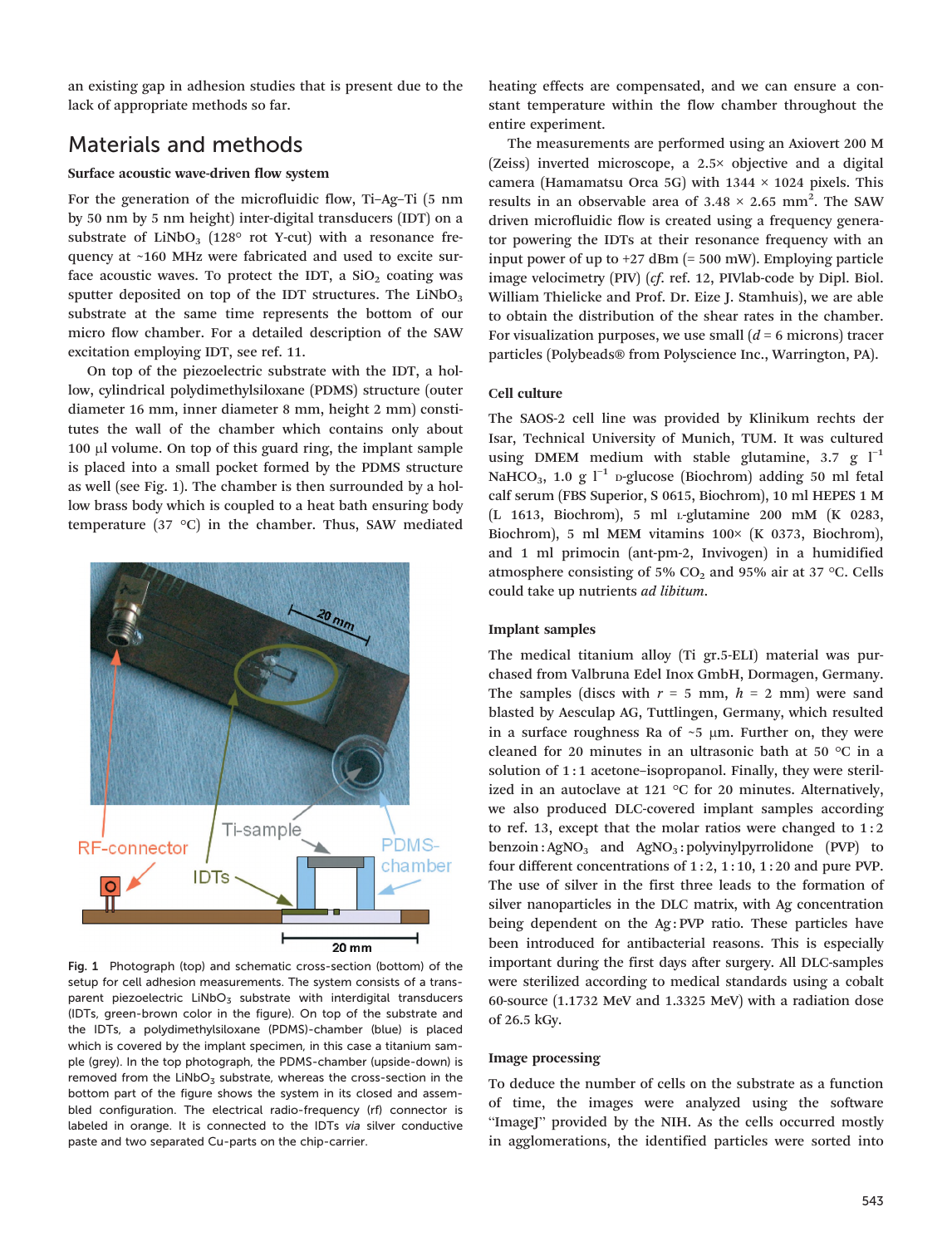an existing gap in adhesion studies that is present due to the lack of appropriate methods so far.

## Materials and methods

### Surface acoustic wave-driven flow system

For the generation of the microfluidic flow, Ti–Ag–Ti (5 nm by 50 nm by 5 nm height) inter-digital transducers (IDT) on a substrate of $LiNbO_3$ (128° rot Y-cut) with a resonance frequency at ~160 MHz were fabricated and used to excite surface acoustic waves. To protect the IDT, a $SiO_2$ coating was sputter deposited on top of the IDT structures. The $LiNbO_3$ substrate at the same time represents the bottom of our micro flow chamber. For a detailed description of the SAW excitation employing IDT, see ref. 11.

On top of the piezoelectric substrate with the IDT, a hollow, cylindrical polydimethylsiloxane (PDMS) structure (outer diameter 16 mm, inner diameter 8 mm, height 2 mm) constitutes the wall of the chamber which contains only about 100 μl volume. On top of this guard ring, the implant sample is placed into a small pocket formed by the PDMS structure as well (see Fig. 1). The chamber is then surrounded by a hollow brass body which is coupled to a heat bath ensuring body temperature (37 °C) in the chamber. Thus, SAW mediated heating effects are compensated, and we can ensure a constant temperature within the flow chamber throughout the entire experiment.

Fig. 1 Photograph (top) and schematic cross-section (bottom) of the setup for cell adhesion measurements. The system consists of a transparent piezoelectric $LiNbO_3$ substrate with interdigital transducers (IDTs, green-brown color in the figure). On top of the substrate and the IDTs, a polydimethylsiloxane (PDMS)-chamber (blue) is placed which is covered by the implant specimen, in this case a titanium sample (grey). In the top photograph, the PDMS-chamber (upside-down) is removed from the $LiNbO_3$ substrate, whereas the cross-section in the bottom part of the figure shows the system in its closed and assembled configuration. The electrical radio-frequency (rf) connector is labeled in orange. It is connected to the IDTs *via* silver conductive paste and two separated Cu-parts on the chip-carrier.

The measurements are performed using an Axiovert 200 M (Zeiss) inverted microscope, a 2.5× objective and a digital camera (Hamamatsu Orca 5G) with 1344 × 1024 pixels. This results in an observable area of 3.48 × 2.65 $mm^2$. The SAW driven microfluidic flow is created using a frequency generator for powering the IDTs at their resonance frequency with an input power of up to +27 dBm (= 500 mW). Employing particle image velocimetry (PIV) (*cf.* ref. 12, PIVlab-code by Dipl. Biol. William Thielicke and Prof. Dr. Eize J. Stamhuis), we are able to obtain the distribution of the shear rates in the chamber. For visualization purposes, we use small ($d$ = 6 microns) tracer particles (Polybeads® from Polyscience Inc., Warrington, PA).

### Cell culture

The SAOS-2 cell line was provided by Klinikum rechts der Isar, Technical University of Munich, TUM. It was cultured using DMEM medium with stable glutamine, 3.7 g $l^{-1}$ $NaHCO_3$, 1.0 g $l^{-1}$ D-glucose (Biochrom) adding 50 ml fetal calf serum (FBS Superior, S 0615, Biochrom), 10 ml HEPES 1 M (L 1613, Biochrom), 5 ml L-glutamine 200 mM (K 0283, Biochrom), 5 ml MEM vitamins 100× (K 0373, Biochrom), and 1 ml primocin (ant-pm-2, Invivogen) in a humidified atmosphere consisting of 5% $CO_2$ and 95% air at 37 °C. Cells could take up nutrients *ad libitum*.

### Implant samples

The medical titanium alloy (Ti gr.5-ELI) material was purchased from Valbruna Edel Inox GmbH, Dormagen, Germany. The samples (discs with $r$ = 5 mm, $h$ = 2 mm) were sand blasted by Aesculap AG, Tuttlingen, Germany, which resulted in a surface roughness Ra of ~5 μm. Further on, they were cleaned for 20 minutes in an ultrasonic bath at 50 °C in a solution of 1 : 1 acetone–isopropanol. Finally, they were sterilized in an autoclave at 121 °C for 20 minutes. Alternatively, we also produced DLC-covered implant samples according to ref. 13, except that the molar ratios were changed to 1 : 2 benzoin : $AgNO_3$ and $AgNO_3$ : polyvinylpyrrolidone (PVP) to four different concentrations of 1 : 2, 1 : 10, 1 : 20 and pure PVP. The use of silver in the first three leads to the formation of silver nanoparticles in the DLC matrix, with Ag concentration being dependent on the Ag : PVP ratio. These particles have been introduced for antibacterial reasons. This is especially important during the first days after surgery. All DLC-samples were sterilized according to medical standards using a cobalt 60-source (1.1732 MeV and 1.3325 MeV) with a radiation dose of 26.5 kGy.

### Image processing

To deduce the number of cells on the substrate as a function of time, the images were analyzed using the software "ImageJ" provided by the NIH. As the cells occurred mostly in agglomerations, the identified particles were sorted into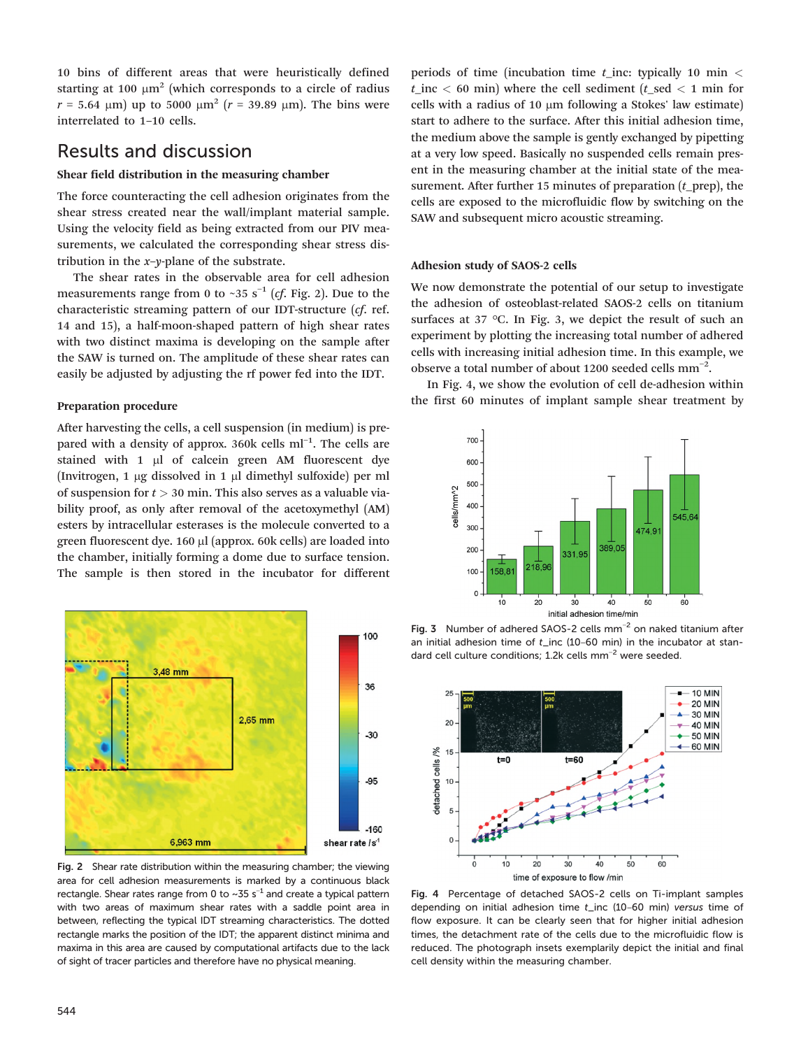10 bins of different areas that were heuristically defined starting at 100 μm$^2$ (which corresponds to a circle of radius $r$ = 5.64 μm) up to 5000 μm$^2$ ($r$ = 39.89 μm). The bins were interrelated to 1–10 cells.

## Results and discussion

### Shear field distribution in the measuring chamber

The force counteracting the cell adhesion originates from the shear stress created near the wall/implant material sample. Using the velocity field as being extracted from our PIV measurements, we calculated the corresponding shear stress distribution in the $x$–$y$-plane of the substrate.

The shear rates in the observable area for cell adhesion measurements range from 0 to ~35 s$^{-1}$ (*cf.* Fig. 2). Due to the characteristic streaming pattern of our IDT-structure (*cf.* ref. 14 and 15), a half-moon-shaped pattern of high shear rates with two distinct maxima is developing on the sample after the SAW is turned on. The amplitude of these shear rates can easily be adjusted by adjusting the rf power fed into the IDT.

### Preparation procedure

After harvesting the cells, a cell suspension (in medium) is prepared with a density of approx. 360k cells ml$^{-1}$. The cells are stained with 1 μl of calcein green AM fluorescent dye (Invitrogen, 1 μg dissolved in 1 μl dimethyl sulfoxide) per ml of suspension for $t$ > 30 min. This also serves as a valuable viability proof, as only after removal of the acetoxymethyl (AM) esters by intracellular esterases is the molecule converted to a green fluorescent dye. 160 μl (approx. 60k cells) are loaded into the chamber, initially forming a dome due to surface tension. The sample is then stored in the incubator for different periods of time (incubation time $t$_inc: typically 10 min < $t$_inc < 60 min) where the cell sediment ($t$_sed < 1 min for cells with a radius of 10 μm following a Stokes' law estimate) start to adhere to the surface. After this initial adhesion time, the medium above the sample is gently exchanged by pipetting at a very low speed. Basically no suspended cells remain present in the measuring chamber at the initial state of the measurement. After further 15 minutes of preparation ($t$_prep), the cells are exposed to the microfluidic flow by switching on the SAW and subsequent micro acoustic streaming.

Fig. 2 Shear rate distribution within the measuring chamber; the viewing area for cell adhesion measurements is marked by a continuous black rectangle. Shear rates range from 0 to ~35 s$^{-1}$ and create a typical pattern with two areas of maximum shear rates with a saddle point area in between, reflecting the typical IDT streaming characteristics. The dotted rectangle marks the position of the IDT; the apparent distinct minima and maxima in this area are caused by computational artifacts due to the lack of sight of tracer particles and therefore have no physical meaning.

### Adhesion study of SAOS-2 cells

We now demonstrate the potential of our setup to investigate the adhesion of osteoblast-related SAOS-2 cells on titanium surfaces at 37 °C. In Fig. 3, we depict the result of such an experiment by plotting the increasing total number of adhered cells with increasing initial adhesion time. In this example, we observe a total number of about 1200 seeded cells mm$^{-2}$.

In Fig. 4, we show the evolution of cell de-adhesion within the first 60 minutes of implant sample shear treatment by

Fig. 3 Number of adhered SAOS-2 cells mm$^{-2}$ on naked titanium after an initial adhesion time of $t$_inc (10–60 min) in the incubator at standard cell culture conditions; 1.2k cells mm$^{-2}$ were seeded.

Fig. 4 Percentage of detached SAOS-2 cells on Ti-implant samples depending on initial adhesion time $t$_inc (10–60 min) *versus* time of flow exposure. It can be clearly seen that for higher initial adhesion times, the detachment rate of the cells due to the microfluidic flow is reduced. The photograph insets exemplarily depict the initial and final cell density within the measuring chamber.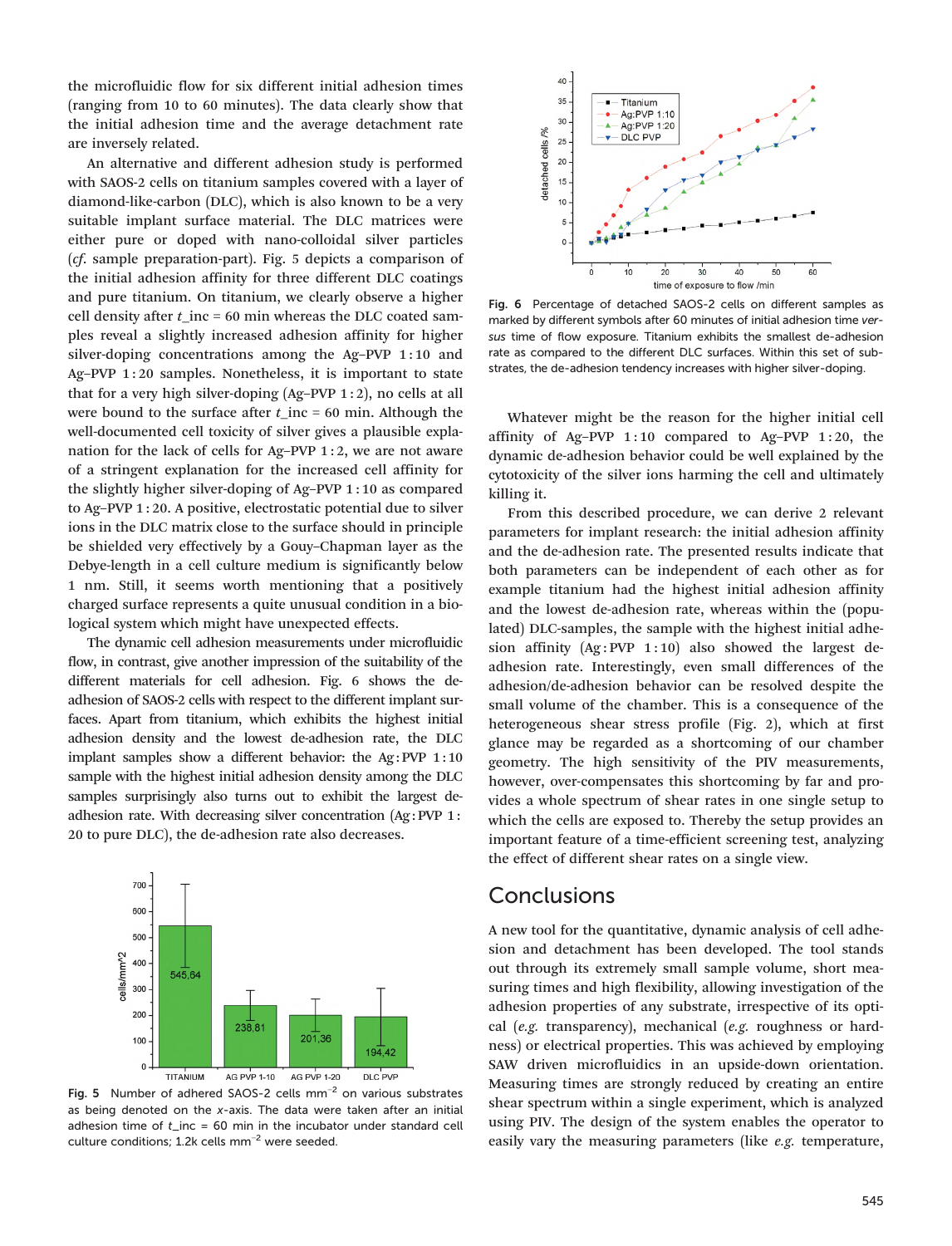the microfluidic flow for six different initial adhesion times (ranging from 10 to 60 minutes). The data clearly show that the initial adhesion time and the average detachment rate are inversely related.

An alternative and different adhesion study is performed with SAOS-2 cells on titanium samples covered with a layer of diamond-like-carbon (DLC), which is also known to be a very suitable implant surface material. The DLC matrices were either pure or doped with nano-colloidal silver particles (*cf.* sample preparation-part). Fig. 5 depicts a comparison of the initial adhesion affinity for three different DLC coatings and pure titanium. On titanium, we clearly observe a higher cell density after $t\_inc$ = 60 min whereas the DLC coated samples reveal a slightly increased adhesion affinity for higher silver-doping concentrations among the Ag–PVP 1 : 10 and Ag–PVP 1 : 20 samples. Nonetheless, it is important to state that for a very high silver-doping (Ag–PVP 1 : 2), no cells at all were bound to the surface after $t\_inc$ = 60 min. Although the well-documented cell toxicity of silver gives a plausible explanation for the lack of cells for Ag–PVP 1 : 2, we are not aware of a stringent explanation for the increased cell affinity for the slightly higher silver-doping of Ag–PVP 1 : 10 as compared to Ag–PVP 1 : 20. A positive, electrostatic potential due to silver ions in the DLC matrix close to the surface should in principle be shielded very effectively by a Gouy–Chapman layer as the Debye-length in a cell culture medium is significantly below 1 nm. Still, it seems worth mentioning that a positively charged surface represents a quite unusual condition in a biological system which might have unexpected effects.

The dynamic cell adhesion measurements under microfluidic flow, in contrast, give another impression of the suitability of the different materials for cell adhesion. Fig. 6 shows the de-adhesion of SAOS-2 cells with respect to the different implant surfaces. Apart from titanium, which exhibits the highest initial adhesion density and the lowest de-adhesion rate, the DLC implant samples show a different behavior: the Ag : PVP 1 : 10 sample with the highest initial adhesion density among the DLC samples surprisingly also turns out to exhibit the largest de-adhesion rate. With decreasing silver concentration (Ag : PVP 1 : 20 to pure DLC), the de-adhesion rate also decreases.

**Fig. 5** Number of adhered SAOS-2 cells mm$^{-2}$ on various substrates as being denoted on the $x$-axis. The data were taken after an initial adhesion time of $t\_inc$ = 60 min in the incubator under standard cell culture conditions; 1.2k cells mm$^{-2}$ were seeded.

**Fig. 6** Percentage of detached SAOS-2 cells on different samples as marked by different symbols after 60 minutes of initial adhesion time *versus* time of flow exposure. Titanium exhibits the smallest de-adhesion rate as compared to the different DLC surfaces. Within this set of substrates, the de-adhesion tendency increases with higher silver-doping.

Whatever might be the reason for the higher initial cell affinity of Ag–PVP 1 : 10 compared to Ag–PVP 1 : 20, the dynamic de-adhesion behavior could be well explained by the cytotoxicity of the silver ions harming the cell and ultimately killing it.

From this described procedure, we can derive 2 relevant parameters for implant research: the initial adhesion affinity and the de-adhesion rate. The presented results indicate that both parameters can be independent of each other as for example titanium had the highest initial adhesion affinity and the lowest de-adhesion rate, whereas within the (populated) DLC-samples, the sample with the highest initial adhesion affinity (Ag : PVP 1 : 10) also showed the largest de-adhesion rate. Interestingly, even small differences of the adhesion/de-adhesion behavior can be resolved despite the small volume of the chamber. This is a consequence of the heterogeneous shear stress profile (Fig. 2), which at first glance may be regarded as a shortcoming of our chamber geometry. The high sensitivity of the PIV measurements, however, over-compensates this shortcoming by far and provides a whole spectrum of shear rates in one single setup to which the cells are exposed to. Thereby the setup provides an important feature of a time-efficient screening test, analyzing the effect of different shear rates on a single view.

## Conclusions

A new tool for the quantitative, dynamic analysis of cell adhesion and detachment has been developed. The tool stands out through its extremely small sample volume, short measuring times and high flexibility, allowing investigation of the adhesion properties of any substrate, irrespective of its optical (*e.g.* transparency), mechanical (*e.g.* roughness or hardness) or electrical properties. This was achieved by employing SAW driven microfluidics in an upside-down orientation. Measuring times are strongly reduced by creating an entire shear spectrum within a single experiment, which is analyzed using PIV. The design of the system enables the operator to easily vary the measuring parameters (like *e.g.* temperature,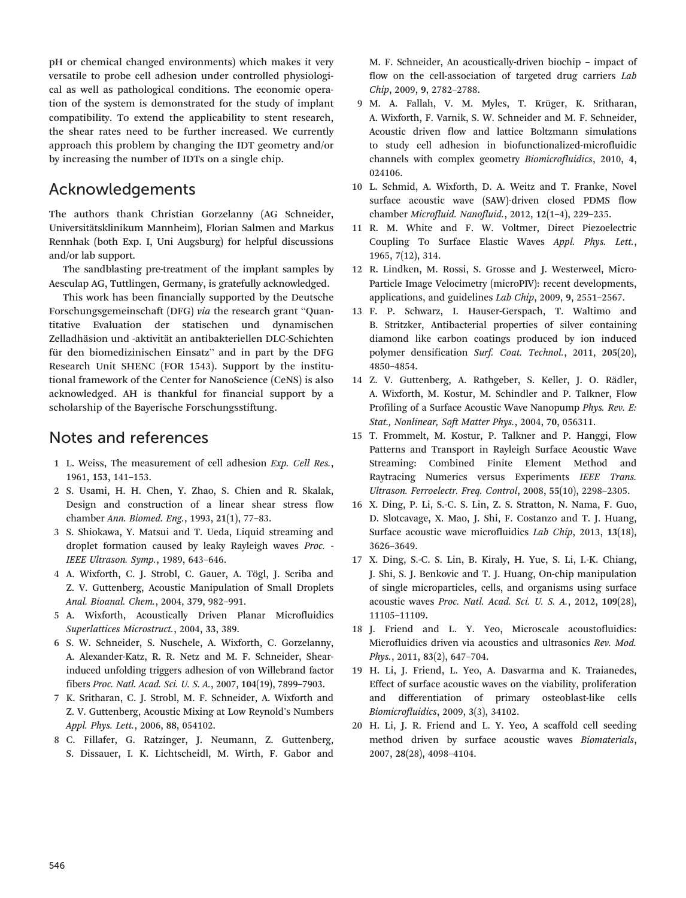pH or chemical changed environments) which makes it very versatile to probe cell adhesion under controlled physiological as well as pathological conditions. The economic operation of the system is demonstrated for the study of implant compatibility. To extend the applicability to stent research, the shear rates need to be further increased. We currently approach this problem by changing the IDT geometry and/or by increasing the number of IDTs on a single chip.

## Acknowledgements

The authors thank Christian Gorzelanny (AG Schneider, Universitätsklinikum Mannheim), Florian Salmen and Markus Rennhak (both Exp. I, Uni Augsburg) for helpful discussions and/or lab support.

The sandblasting pre-treatment of the implant samples by Aesculap AG, Tuttlingen, Germany, is gratefully acknowledged.

This work has been financially supported by the Deutsche Forschungsgemeinschaft (DFG) *via* the research grant "Quantitative Evaluation der statischen und dynamischen Zelladhäsion und -aktivität an antibakteriellen DLC-Schichten für den biomedizinischen Einsatz" and in part by the DFG Research Unit SHENC (FOR 1543). Support by the institutional framework of the Center for NanoScience (CeNS) is also acknowledged. AH is thankful for financial support by a scholarship of the Bayerische Forschungsstiftung.

## Notes and references

1. L. Weiss, The measurement of cell adhesion *Exp. Cell Res.*, 1961, **153**, 141–153.
2. S. Usami, H. H. Chen, Y. Zhao, S. Chien and R. Skalak, Design and construction of a linear shear stress flow chamber *Ann. Biomed. Eng.*, 1993, **21**(1), 77–83.
3. S. Shiokawa, Y. Matsui and T. Ueda, Liquid streaming and droplet formation caused by leaky Rayleigh waves *Proc. - IEEE Ultrason. Symp.*, 1989, 643–646.
4. A. Wixforth, C. J. Strobl, C. Gauer, A. Tögl, J. Scriba and Z. V. Guttenberg, Acoustic Manipulation of Small Droplets *Anal. Bioanal. Chem.*, 2004, **379**, 982–991.
5. A. Wixforth, Acoustically Driven Planar Microfluidics *Superlattices Microstruct.*, 2004, **33**, 389.
6. S. W. Schneider, S. Nuschele, A. Wixforth, C. Gorzelanny, A. Alexander-Katz, R. R. Netz and M. F. Schneider, Shear-induced unfolding triggers adhesion of von Willebrand factor fibers *Proc. Natl. Acad. Sci. U. S. A.*, 2007, **104**(19), 7899–7903.
7. K. Sritharan, C. J. Strobl, M. F. Schneider, A. Wixforth and Z. V. Guttenberg, Acoustic Mixing at Low Reynold's Numbers *Appl. Phys. Lett.*, 2006, **88**, 054102.
8. C. Fillafer, G. Ratzinger, J. Neumann, Z. Guttenberg, S. Dissauer, I. K. Lichtscheidl, M. Wirth, F. Gabor and M. F. Schneider, An acoustically-driven biochip – impact of flow on the cell-association of targeted drug carriers *Lab Chip*, 2009, **9**, 2782–2788.
9. M. A. Fallah, V. M. Myles, T. Krüger, K. Sritharan, A. Wixforth, F. Varnik, S. W. Schneider and M. F. Schneider, Acoustic driven flow and lattice Boltzmann simulations to study cell adhesion in biofunctionalized-microfluidic channels with complex geometry *Biomicrofluidics*, 2010, **4**, 024106.
10. L. Schmid, A. Wixforth, D. A. Weitz and T. Franke, Novel surface acoustic wave (SAW)-driven closed PDMS flow chamber *Microfluid. Nanofluid.*, 2012, **12**(1–4), 229–235.
11. R. M. White and F. W. Voltmer, Direct Piezoelectric Coupling To Surface Elastic Waves *Appl. Phys. Lett.*, 1965, **7**(12), 314.
12. R. Lindken, M. Rossi, S. Grosse and J. Westerweel, Micro-Particle Image Velocimetry (microPIV): recent developments, applications, and guidelines *Lab Chip*, 2009, **9**, 2551–2567.
13. F. P. Schwarz, I. Hauser-Gerspach, T. Waltimo and B. Stritzker, Antibacterial properties of silver containing diamond like carbon coatings produced by ion induced polymer densification *Surf. Coat. Technol.*, 2011, **205**(20), 4850–4854.
14. Z. V. Guttenberg, A. Rathgeber, S. Keller, J. O. Rädler, A. Wixforth, M. Kostur, M. Schindler and P. Talkner, Flow Profiling of a Surface Acoustic Wave Nanopump *Phys. Rev. E: Stat., Nonlinear, Soft Matter Phys.*, 2004, **70**, 056311.
15. T. Frommelt, M. Kostur, P. Talkner and P. Hanggi, Flow Patterns and Transport in Rayleigh Surface Acoustic Wave Streaming: Combined Finite Element Method and Raytracing Numerics versus Experiments *IEEE Trans. Ultrason. Ferroelectr. Freq. Control*, 2008, **55**(10), 2298–2305.
16. X. Ding, P. Li, S.-C. S. Lin, Z. S. Stratton, N. Nama, F. Guo, D. Slotcavage, X. Mao, J. Shi, F. Costanzo and T. J. Huang, Surface acoustic wave microfluidics *Lab Chip*, 2013, **13**(18), 3626–3649.
17. X. Ding, S.-C. S. Lin, B. Kiraly, H. Yue, S. Li, I.-K. Chiang, J. Shi, S. J. Benkovic and T. J. Huang, On-chip manipulation of single microparticles, cells, and organisms using surface acoustic waves *Proc. Natl. Acad. Sci. U. S. A.*, 2012, **109**(28), 11105–11109.
18. J. Friend and L. Y. Yeo, Microscale acoustofluidics: Microfluidics driven via acoustics and ultrasonics *Rev. Mod. Phys.*, 2011, **83**(2), 647–704.
19. H. Li, J. Friend, L. Yeo, A. Dasvarma and K. Traianedes, Effect of surface acoustic waves on the viability, proliferation and differentiation of primary osteoblast-like cells *Biomicrofluidics*, 2009, **3**(3), 34102.
20. H. Li, J. R. Friend and L. Y. Yeo, A scaffold cell seeding method driven by surface acoustic waves *Biomaterials*, 2007, **28**(28), 4098–4104.